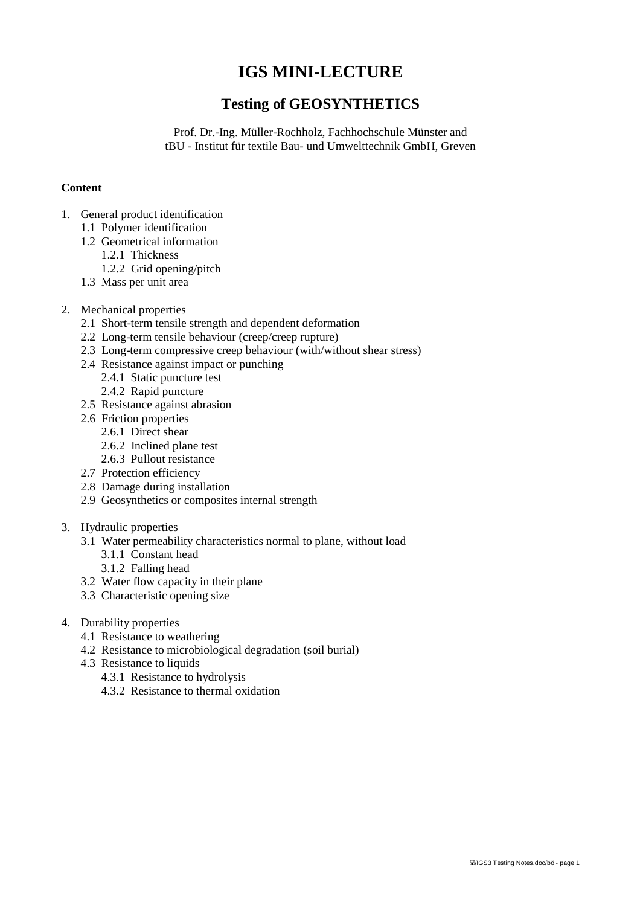# IGS MINI-LECTURE

## Testing of GEOSYNTHETICS

Prof. Dr.-Ing. Müller-Rochholz, Fachhochschule Münster and
tBU - Institut für textile Bau- und Umwelttechnik GmbH, Greven

**Content**

1. General product identification
   - 1.1 Polymer identification
   - 1.2 Geometrical information
     - 1.2.1 Thickness
     - 1.2.2 Grid opening/pitch
   - 1.3 Mass per unit area
2. Mechanical properties
   - 2.1 Short-term tensile strength and dependent deformation
   - 2.2 Long-term tensile behaviour (creep/creep rupture)
   - 2.3 Long-term compressive creep behaviour (with/without shear stress)
   - 2.4 Resistance against impact or punching
     - 2.4.1 Static puncture test
     - 2.4.2 Rapid puncture
   - 2.5 Resistance against abrasion
   - 2.6 Friction properties
     - 2.6.1 Direct shear
     - 2.6.2 Inclined plane test
     - 2.6.3 Pullout resistance
   - 2.7 Protection efficiency
   - 2.8 Damage during installation
   - 2.9 Geosynthetics or composites internal strength
3. Hydraulic properties
   - 3.1 Water permeability characteristics normal to plane, without load
     - 3.1.1 Constant head
     - 3.1.2 Falling head
   - 3.2 Water flow capacity in their plane
   - 3.3 Characteristic opening size
4. Durability properties
   - 4.1 Resistance to weathering
   - 4.2 Resistance to microbiological degradation (soil burial)
   - 4.3 Resistance to liquids
     - 4.3.1 Resistance to hydrolysis
     - 4.3.2 Resistance to thermal oxidation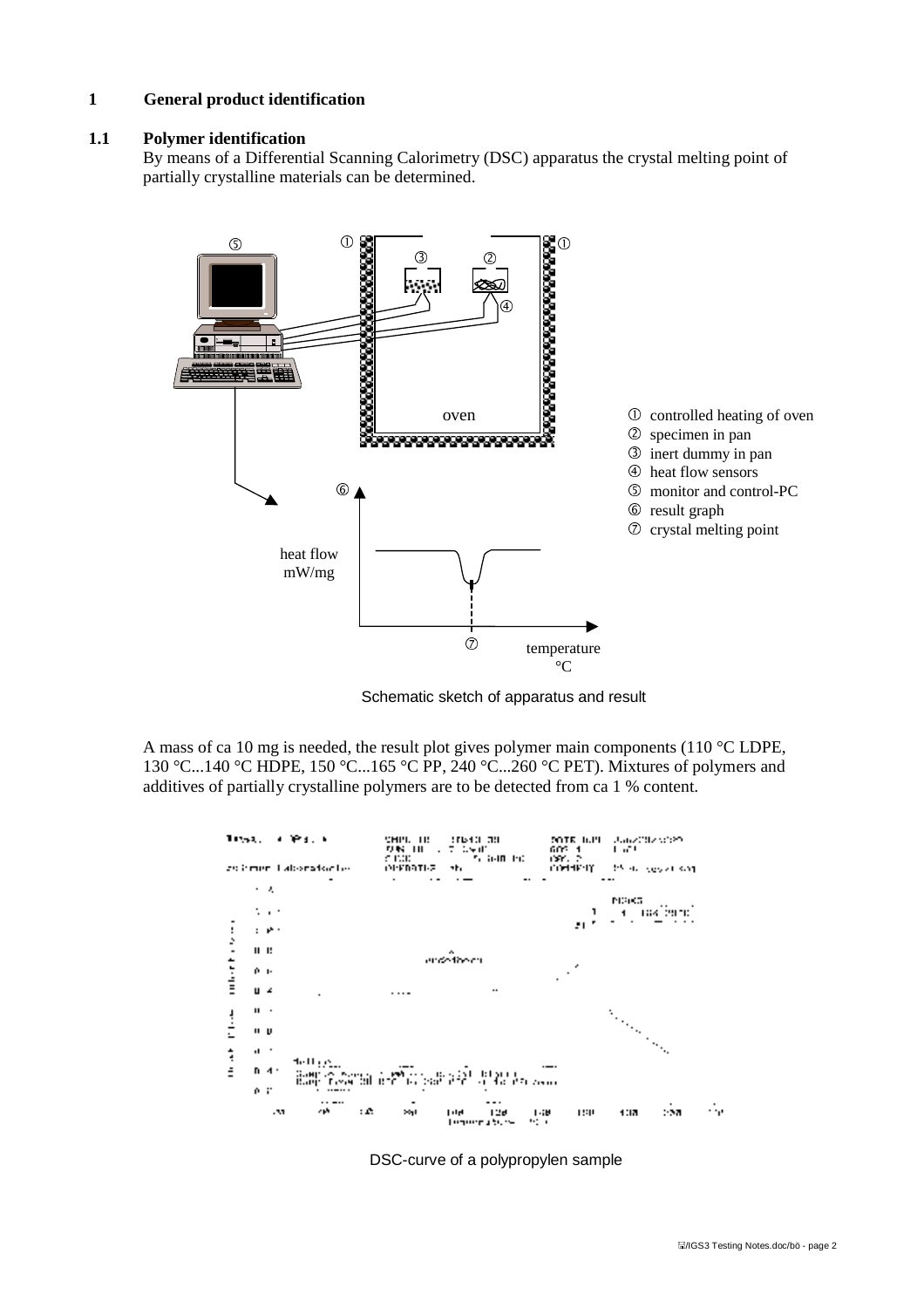## 1 General product identification

### 1.1 Polymer identification

By means of a Differential Scanning Calorimetry (DSC) apparatus the crystal melting point of partially crystalline materials can be determined.

① controlled heating of oven
② specimen in pan
③ inert dummy in pan
④ heat flow sensors
⑤ monitor and control-PC
⑥ result graph
⑦ crystal melting point

Schematic sketch of apparatus and result

A mass of ca 10 mg is needed, the result plot gives polymer main components (110 °C LDPE, 130 °C...140 °C HDPE, 150 °C...165 °C PP, 240 °C...260 °C PET). Mixtures of polymers and additives of partially crystalline polymers are to be detected from ca 1 % content.

DSC-curve of a polypropylen sample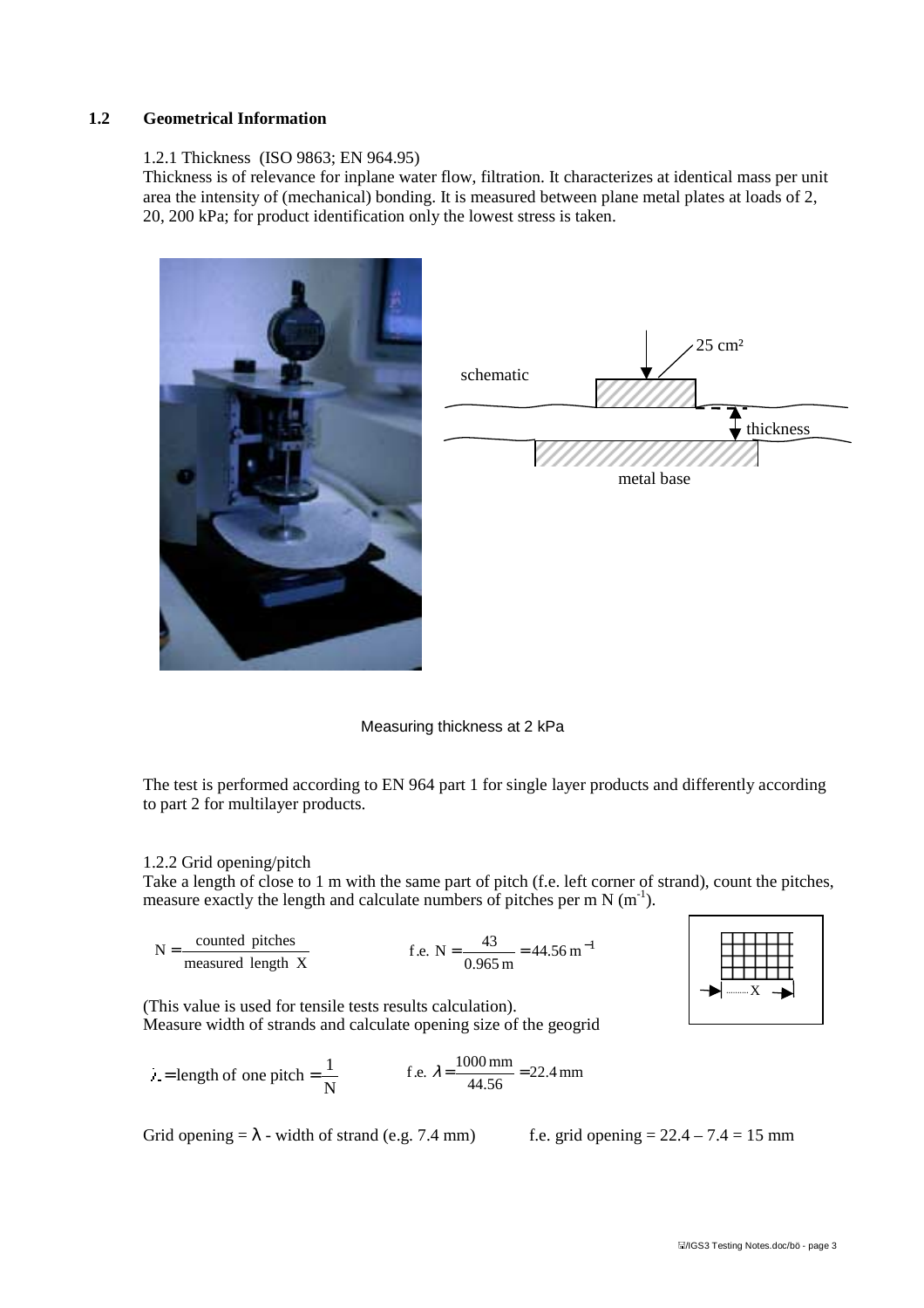## 1.2 Geometrical Information

1.2.1 Thickness (ISO 9863; EN 964.95)

Thickness is of relevance for inplane water flow, filtration. It characterizes at identical mass per unit area the intensity of (mechanical) bonding. It is measured between plane metal plates at loads of 2, 20, 200 kPa; for product identification only the lowest stress is taken.

Measuring thickness at 2 kPa

The test is performed according to EN 964 part 1 for single layer products and differently according to part 2 for multilayer products.

1.2.2 Grid opening/pitch

Take a length of close to 1 m with the same part of pitch (f.e. left corner of strand), count the pitches, measure exactly the length and calculate numbers of pitches per m N ($m^{-1}$).

$$N = \frac{\text{counted pitches}}{\text{measured length X}} \qquad \text{f.e. } N = \frac{43}{0.965\,\text{m}} = 44.56\,\text{m}^{-1}$$

(This value is used for tensile tests results calculation).

Measure width of strands and calculate opening size of the geogrid

$$\lambda = \text{length of one pitch} = \frac{1}{N} \qquad \text{f.e. } \lambda = \frac{1000\,\text{mm}}{44.56} = 22.4\,\text{mm}$$

Grid opening = $\lambda$ - width of strand (e.g. 7.4 mm) f.e. grid opening = 22.4 – 7.4 = 15 mm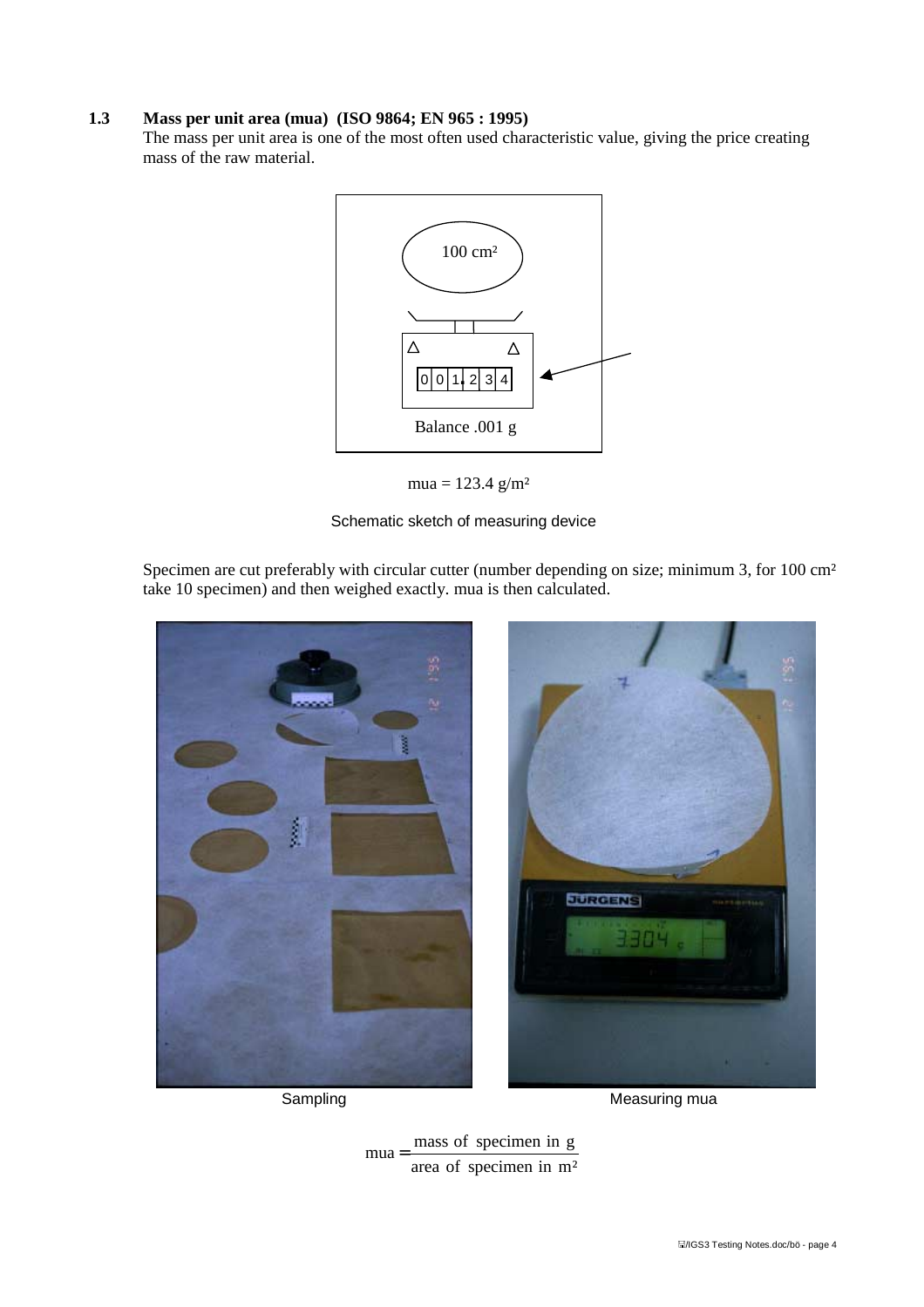## 1.3 Mass per unit area (mua) (ISO 9864; EN 965 : 1995)

The mass per unit area is one of the most often used characteristic value, giving the price creating mass of the raw material.

100 cm²

0 0 1. 2 3 4

Balance .001 g

mua = 123.4 g/m²

Schematic sketch of measuring device

Specimen are cut preferably with circular cutter (number depending on size; minimum 3, for 100 cm² take 10 specimen) and then weighed exactly. mua is then calculated.

Sampling

Measuring mua

$$\text{mua} = \frac{\text{mass of specimen in g}}{\text{area of specimen in m}^2}$$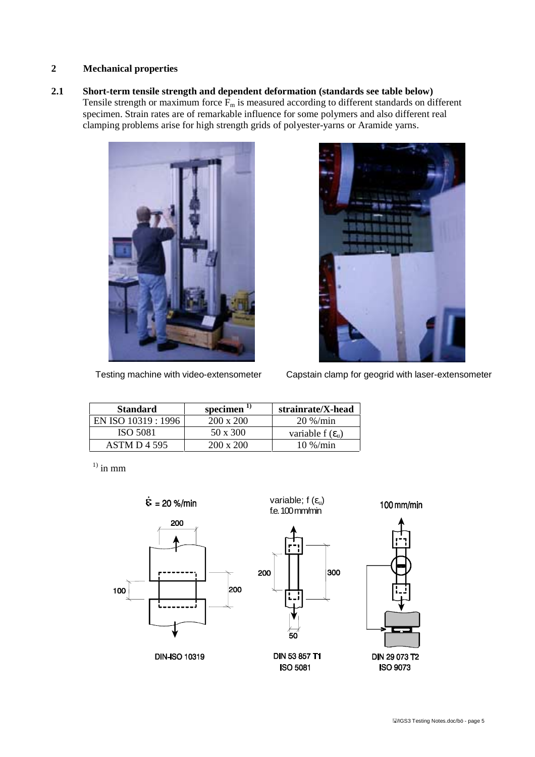## 2 Mechanical properties

### 2.1 Short-term tensile strength and dependent deformation (standards see table below)

Tensile strength or maximum force $F_m$ is measured according to different standards on different specimen. Strain rates are of remarkable influence for some polymers and also different real clamping problems arise for high strength grids of polyester-yarns or Aramide yarns.

Testing machine with video-extensometer

Capstain clamp for geogrid with laser-extensometer

| Standard | specimen [1] | strainrate/X-head |
| --- | --- | --- |
| EN ISO 10319 : 1996 | 200 x 200 | 20 %/min |
| ISO 5081 | 50 x 300 | variable f ($\varepsilon_u$) |
| ASTM D 4 595 | 200 x 200 | 10 %/min |

[1] in mm

$\dot{\varepsilon}$ = 20 %/min

200

100

200

DIN-ISO 10319

variable; f ($\varepsilon_u$)
f.e. 100 mm/min

200

300

50

DIN 53 857 T1
ISO 5081

100 mm/min

DIN 29 073 T2
ISO 9073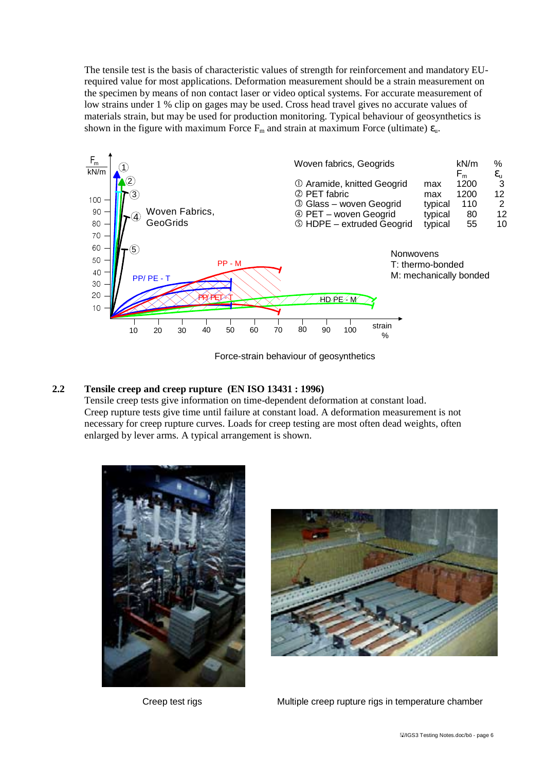The tensile test is the basis of characteristic values of strength for reinforcement and mandatory EU-required value for most applications. Deformation measurement should be a strain measurement on the specimen by means of non contact laser or video optical systems. For accurate measurement of low strains under 1 % clip on gages may be used. Cross head travel gives no accurate values of materials strain, but may be used for production monitoring. Typical behaviour of geosynthetics is shown in the figure with maximum Force $F_m$ and strain at maximum Force (ultimate) $\varepsilon_u$.

| Woven fabrics, Geogrids | | kN/m $F_m$ | % $\varepsilon_u$ |
|---|---|---|---|
| ① Aramide, knitted Geogrid | max | 1200 | 3 |
| ② PET fabric | max | 1200 | 12 |
| ③ Glass – woven Geogrid | typical | 110 | 2 |
| ④ PET – woven Geogrid | typical | 80 | 12 |
| ⑤ HDPE – extruded Geogrid | typical | 55 | 10 |

Nonwovens
T: thermo-bonded
M: mechanically bonded

Force-strain behaviour of geosynthetics

## 2.2 Tensile creep and creep rupture (EN ISO 13431 : 1996)

Tensile creep tests give information on time-dependent deformation at constant load. Creep rupture tests give time until failure at constant load. A deformation measurement is not necessary for creep rupture curves. Loads for creep testing are most often dead weights, often enlarged by lever arms. A typical arrangement is shown.

Creep test rigs

Multiple creep rupture rigs in temperature chamber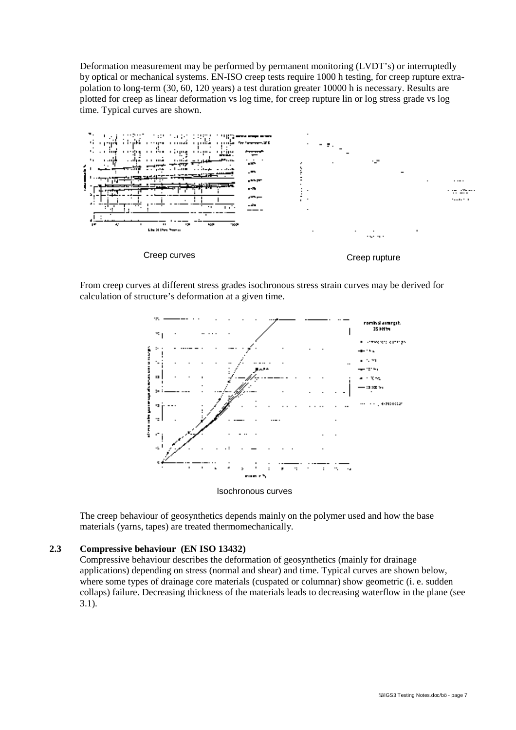Deformation measurement may be performed by permanent monitoring (LVDT's) or interruptedly by optical or mechanical systems. EN-ISO creep tests require 1000 h testing, for creep rupture extrapolation to long-term (30, 60, 120 years) a test duration greater 10000 h is necessary. Results are plotted for creep as linear deformation vs log time, for creep rupture lin or log stress grade vs log time. Typical curves are shown.

Creep curves

Creep rupture

From creep curves at different stress grades isochronous stress strain curves may be derived for calculation of structure's deformation at a given time.

Isochronous curves

The creep behaviour of geosynthetics depends mainly on the polymer used and how the base materials (yarns, tapes) are treated thermomechanically.

## 2.3 Compressive behaviour (EN ISO 13432)

Compressive behaviour describes the deformation of geosynthetics (mainly for drainage applications) depending on stress (normal and shear) and time. Typical curves are shown below, where some types of drainage core materials (cuspated or columnar) show geometric (i. e. sudden collaps) failure. Decreasing thickness of the materials leads to decreasing waterflow in the plane (see 3.1).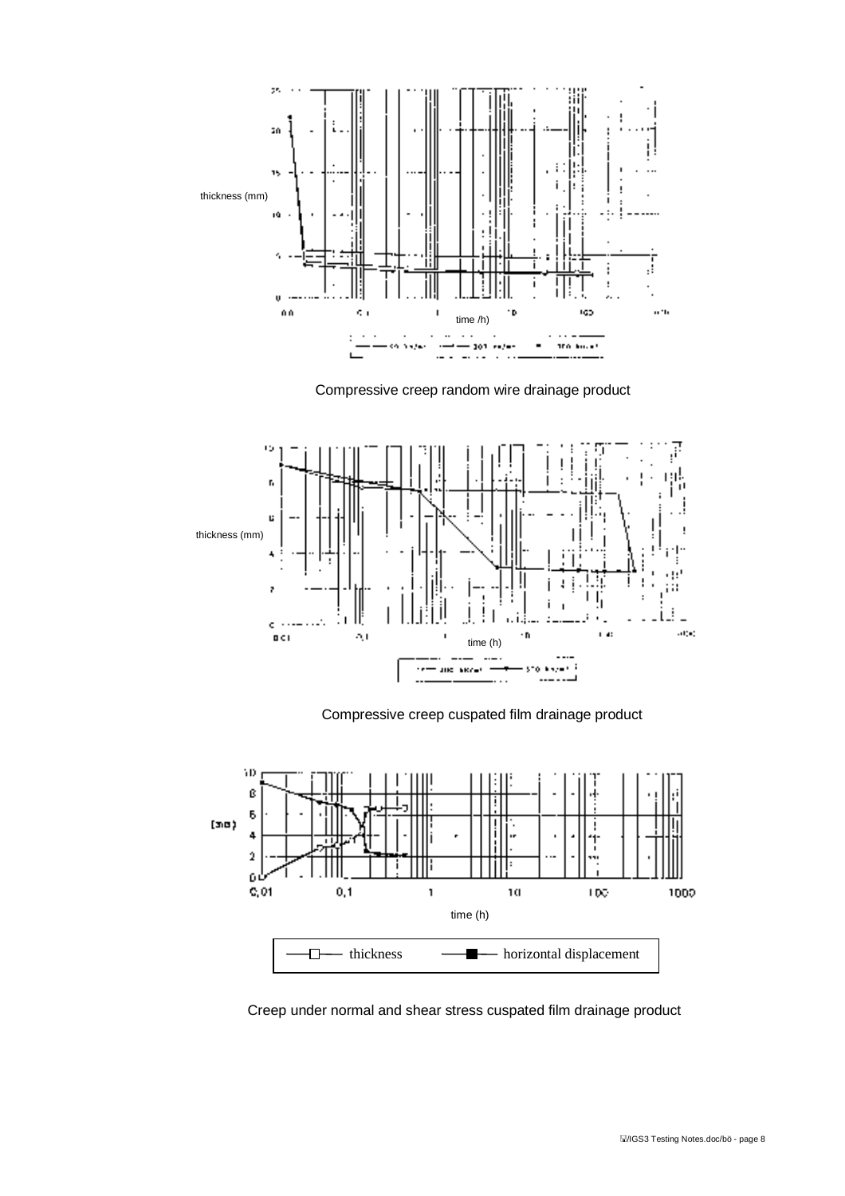Compressive creep random wire drainage product

Compressive creep cuspated film drainage product

Creep under normal and shear stress cuspated film drainage product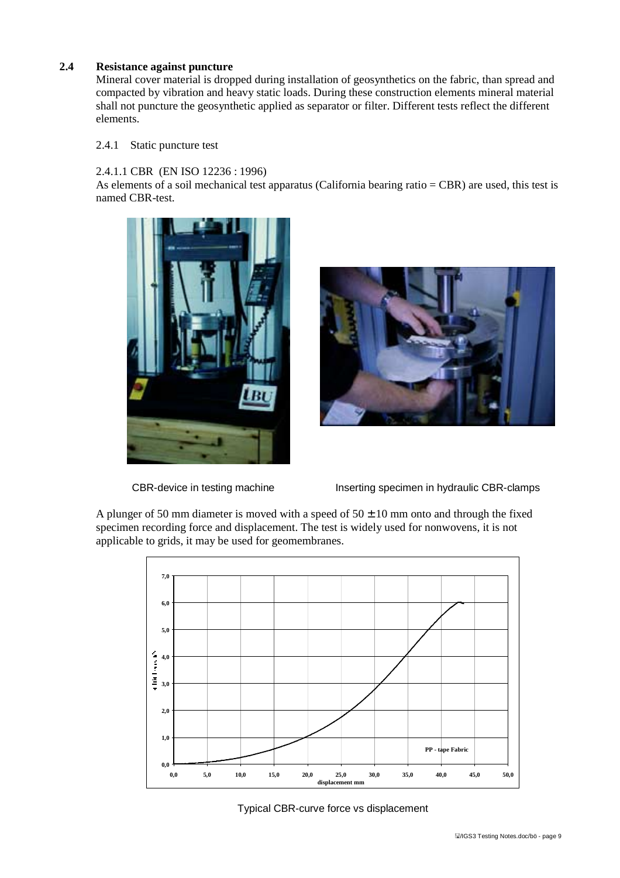### 2.4 Resistance against puncture

Mineral cover material is dropped during installation of geosynthetics on the fabric, than spread and compacted by vibration and heavy static loads. During these construction elements mineral material shall not puncture the geosynthetic applied as separator or filter. Different tests reflect the different elements.

#### 2.4.1 Static puncture test

##### 2.4.1.1 CBR (EN ISO 12236 : 1996)

As elements of a soil mechanical test apparatus (California bearing ratio = CBR) are used, this test is named CBR-test.

CBR-device in testing machine

Inserting specimen in hydraulic CBR-clamps

A plunger of 50 mm diameter is moved with a speed of 50 ± 10 mm onto and through the fixed specimen recording force and displacement. The test is widely used for nonwovens, it is not applicable to grids, it may be used for geomembranes.

Typical CBR-curve force vs displacement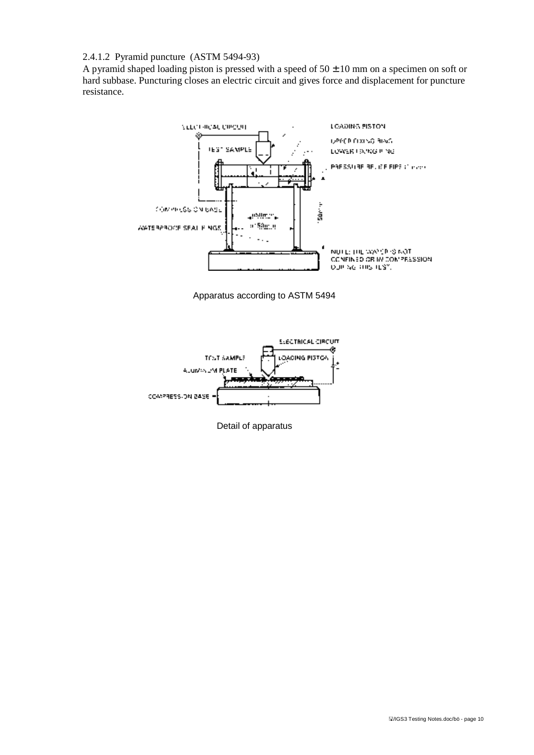2.4.1.2 Pyramid puncture (ASTM 5494-93)

A pyramid shaped loading piston is pressed with a speed of 50 ± 10 mm on a specimen on soft or hard subbase. Puncturing closes an electric circuit and gives force and displacement for puncture resistance.

Apparatus according to ASTM 5494

Detail of apparatus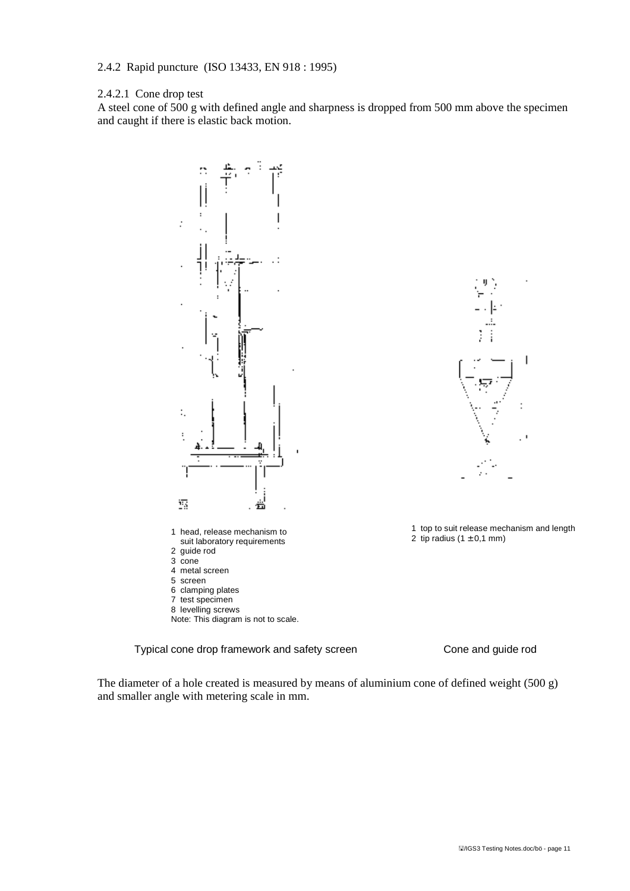## 2.4.2 Rapid puncture (ISO 13433, EN 918 : 1995)

### 2.4.2.1 Cone drop test

A steel cone of 500 g with defined angle and sharpness is dropped from 500 mm above the specimen and caught if there is elastic back motion.

1 head, release mechanism to suit laboratory requirements
2 guide rod
3 cone
4 metal screen
5 screen
6 clamping plates
7 test specimen
8 levelling screws
Note: This diagram is not to scale.

Typical cone drop framework and safety screen

1 top to suit release mechanism and length
2 tip radius (1 ± 0,1 mm)

Cone and guide rod

The diameter of a hole created is measured by means of aluminium cone of defined weight (500 g) and smaller angle with metering scale in mm.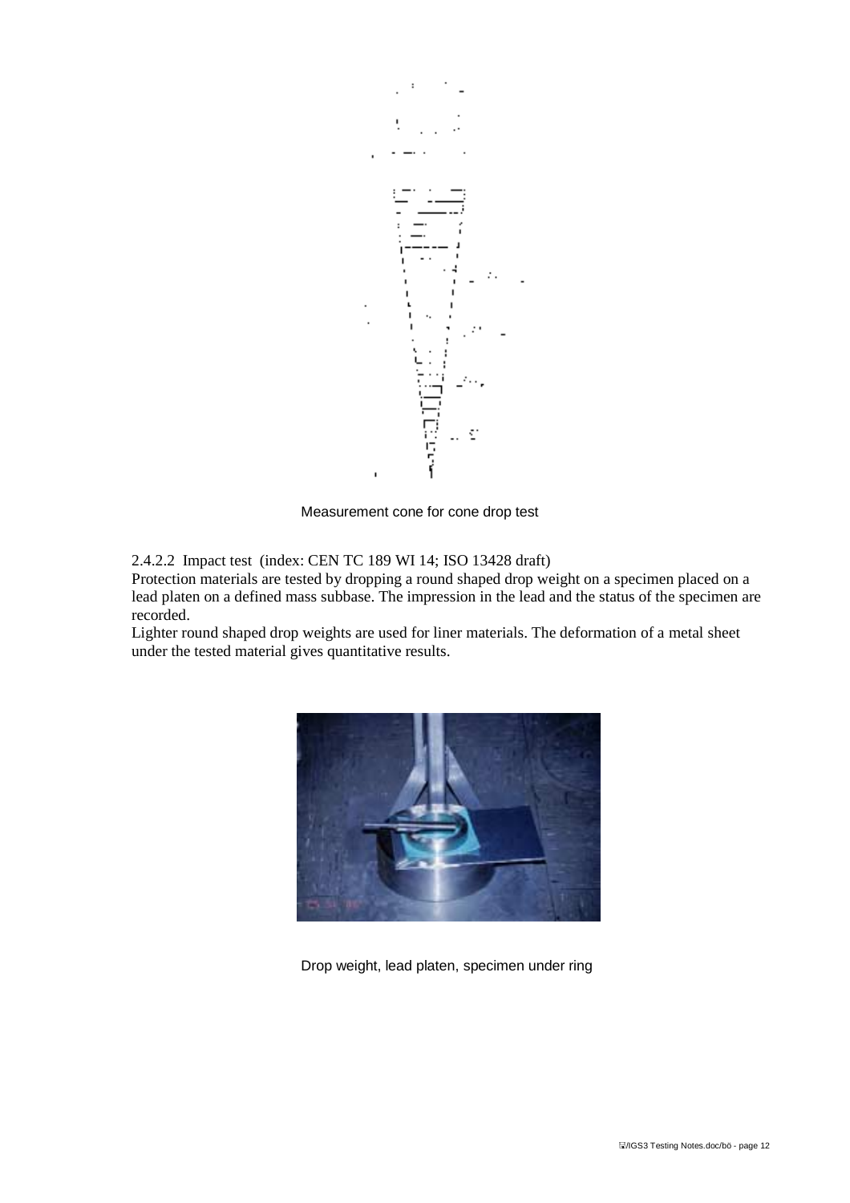Measurement cone for cone drop test

2.4.2.2 Impact test (index: CEN TC 189 WI 14; ISO 13428 draft)

Protection materials are tested by dropping a round shaped drop weight on a specimen placed on a lead platen on a defined mass subbase. The impression in the lead and the status of the specimen are recorded.

Lighter round shaped drop weights are used for liner materials. The deformation of a metal sheet under the tested material gives quantitative results.

Drop weight, lead platen, specimen under ring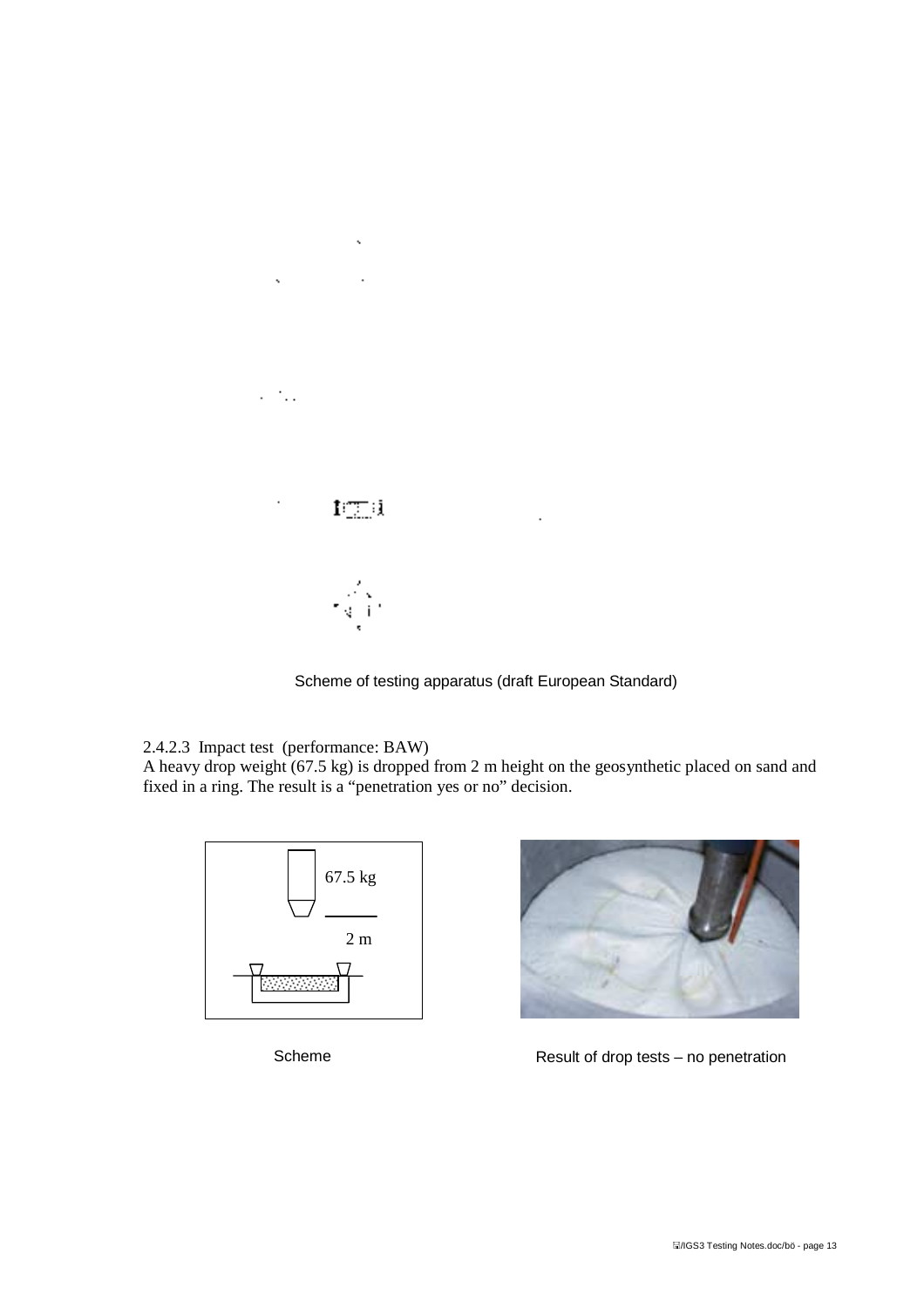Scheme of testing apparatus (draft European Standard)

2.4.2.3 Impact test (performance: BAW)

A heavy drop weight (67.5 kg) is dropped from 2 m height on the geosynthetic placed on sand and fixed in a ring. The result is a "penetration yes or no" decision.

Scheme

Result of drop tests – no penetration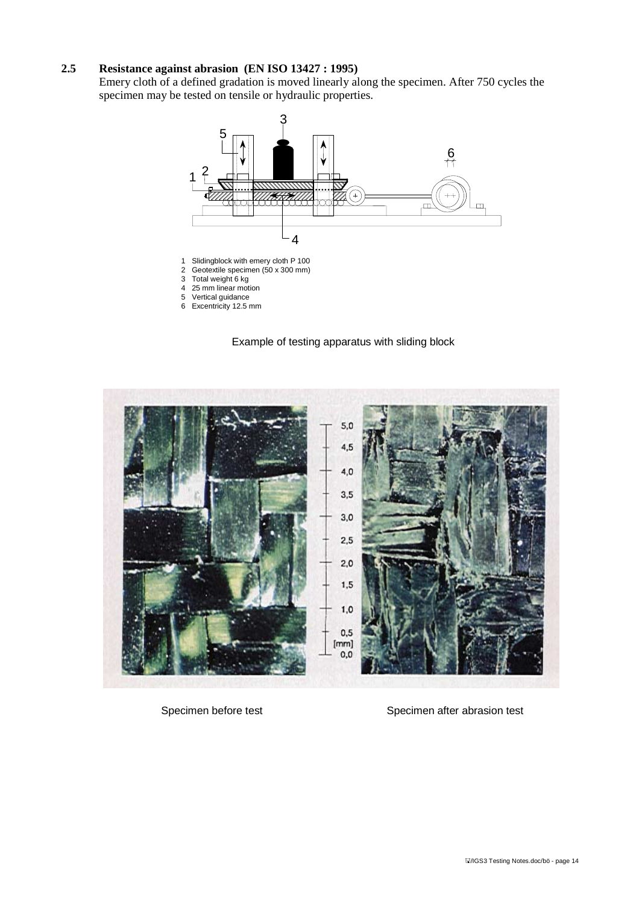## 2.5 Resistance against abrasion (EN ISO 13427 : 1995)

Emery cloth of a defined gradation is moved linearly along the specimen. After 750 cycles the specimen may be tested on tensile or hydraulic properties.

1. Slidingblock with emery cloth P 100
2. Geotextile specimen (50 x 300 mm)
3. Total weight 6 kg
4. 25 mm linear motion
5. Vertical guidance
6. Excentricity 12.5 mm

Example of testing apparatus with sliding block

Specimen before test

Specimen after abrasion test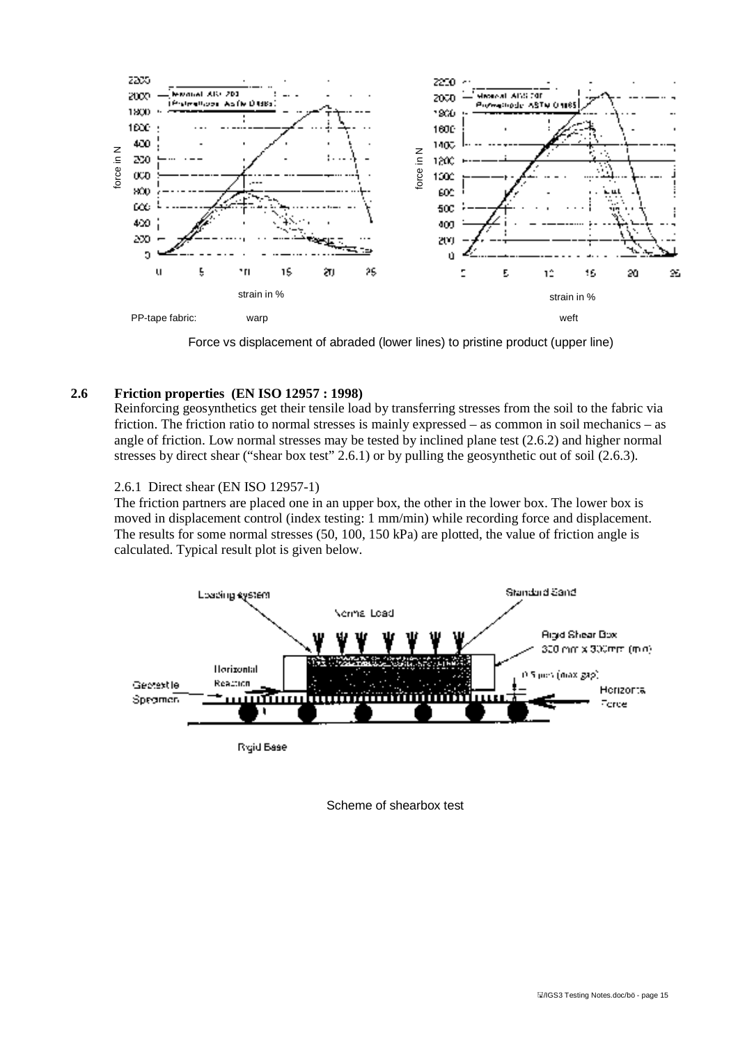PP-tape fabric: warp weft

Force vs displacement of abraded (lower lines) to pristine product (upper line)

## 2.6 Friction properties (EN ISO 12957 : 1998)

Reinforcing geosynthetics get their tensile load by transferring stresses from the soil to the fabric via friction. The friction ratio to normal stresses is mainly expressed – as common in soil mechanics – as angle of friction. Low normal stresses may be tested by inclined plane test (2.6.2) and higher normal stresses by direct shear ("shear box test" 2.6.1) or by pulling the geosynthetic out of soil (2.6.3).

### 2.6.1 Direct shear (EN ISO 12957-1)

The friction partners are placed one in an upper box, the other in the lower box. The lower box is moved in displacement control (index testing: 1 mm/min) while recording force and displacement. The results for some normal stresses (50, 100, 150 kPa) are plotted, the value of friction angle is calculated. Typical result plot is given below.

Scheme of shearbox test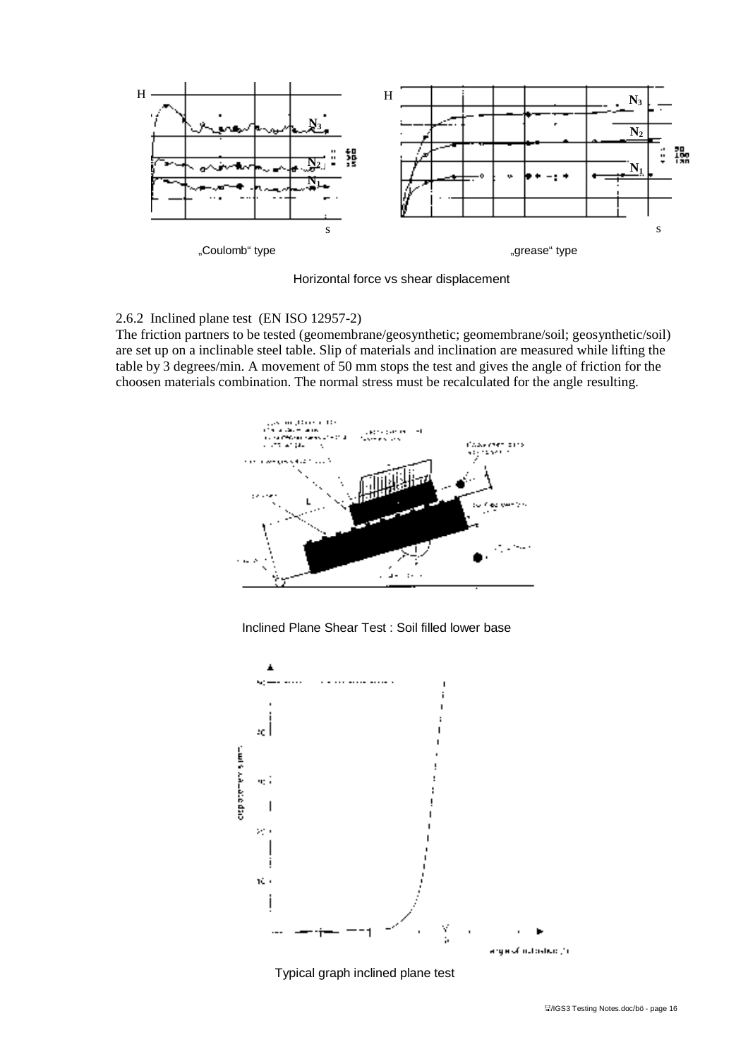„Coulomb“ type

„grease“ type

Horizontal force vs shear displacement

### 2.6.2 Inclined plane test (EN ISO 12957-2)

The friction partners to be tested (geomembrane/geosynthetic; geomembrane/soil; geosynthetic/soil) are set up on a inclinable steel table. Slip of materials and inclination are measured while lifting the table by 3 degrees/min. A movement of 50 mm stops the test and gives the angle of friction for the choosen materials combination. The normal stress must be recalculated for the angle resulting.

Inclined Plane Shear Test : Soil filled lower base

Typical graph inclined plane test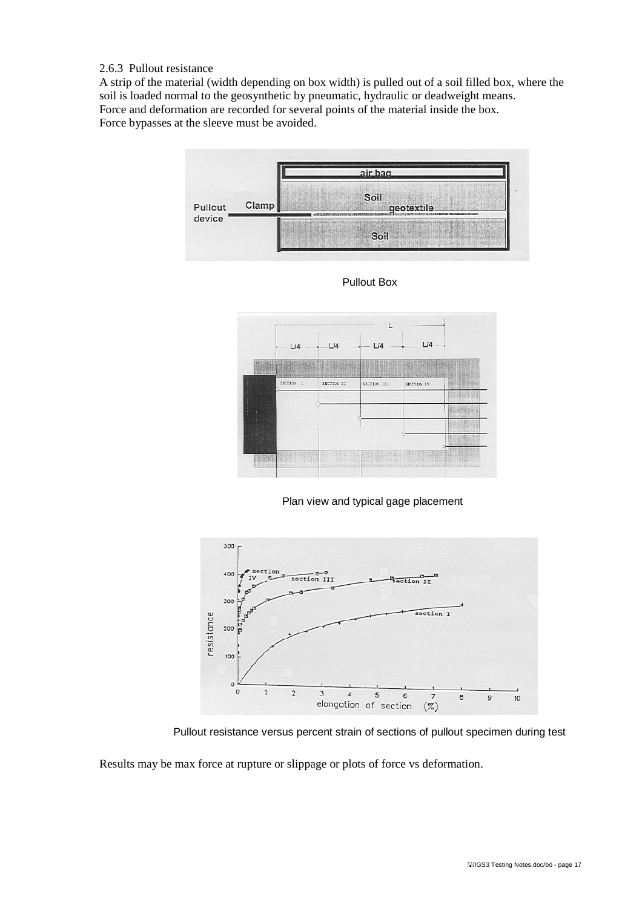2.6.3 Pullout resistance

A strip of the material (width depending on box width) is pulled out of a soil filled box, where the soil is loaded normal to the geosynthetic by pneumatic, hydraulic or deadweight means.
Force and deformation are recorded for several points of the material inside the box.
Force bypasses at the sleeve must be avoided.

Pullout Box

Plan view and typical gage placement

Pullout resistance versus percent strain of sections of pullout specimen during test

Results may be max force at rupture or slippage or plots of force vs deformation.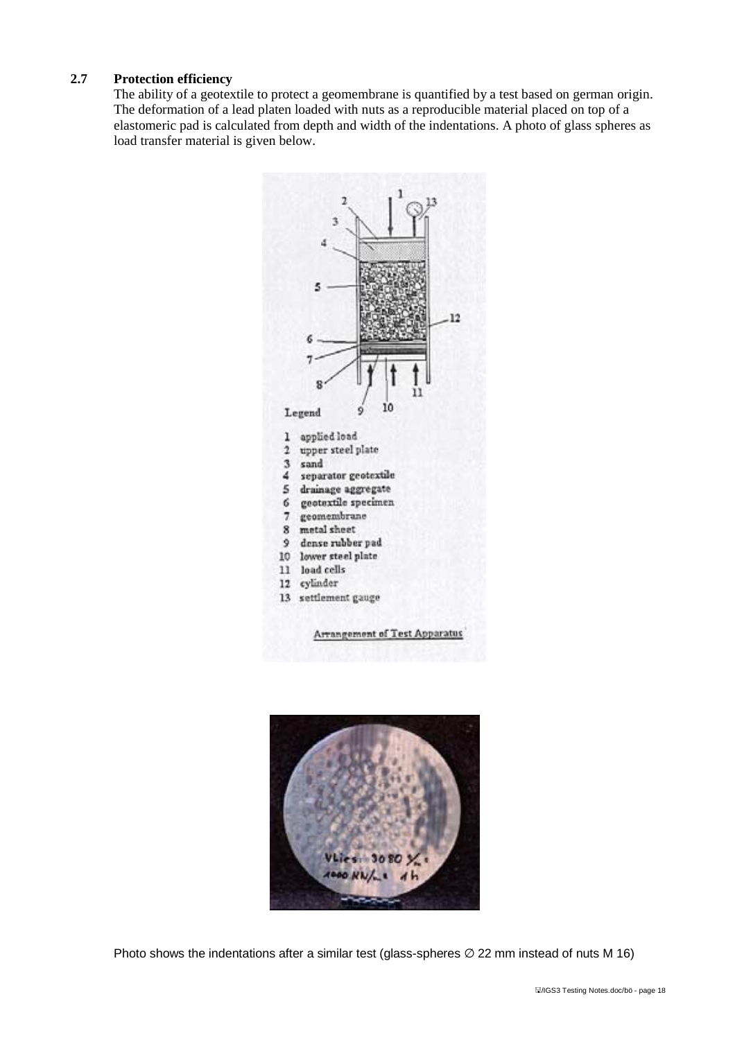## 2.7 Protection efficiency

The ability of a geotextile to protect a geomembrane is quantified by a test based on german origin. The deformation of a lead platen loaded with nuts as a reproducible material placed on top of a elastomeric pad is calculated from depth and width of the indentations. A photo of glass spheres as load transfer material is given below.

Legend

1 applied load
2 upper steel plate
3 sand
4 separator geotextile
5 drainage aggregate
6 geotextile specimen
7 geomembrane
8 metal sheet
9 dense rubber pad
10 lower steel plate
11 load cells
12 cylinder
13 settlement gauge

Arrangement of Test Apparatus

Photo shows the indentations after a similar test (glass-spheres ∅ 22 mm instead of nuts M 16)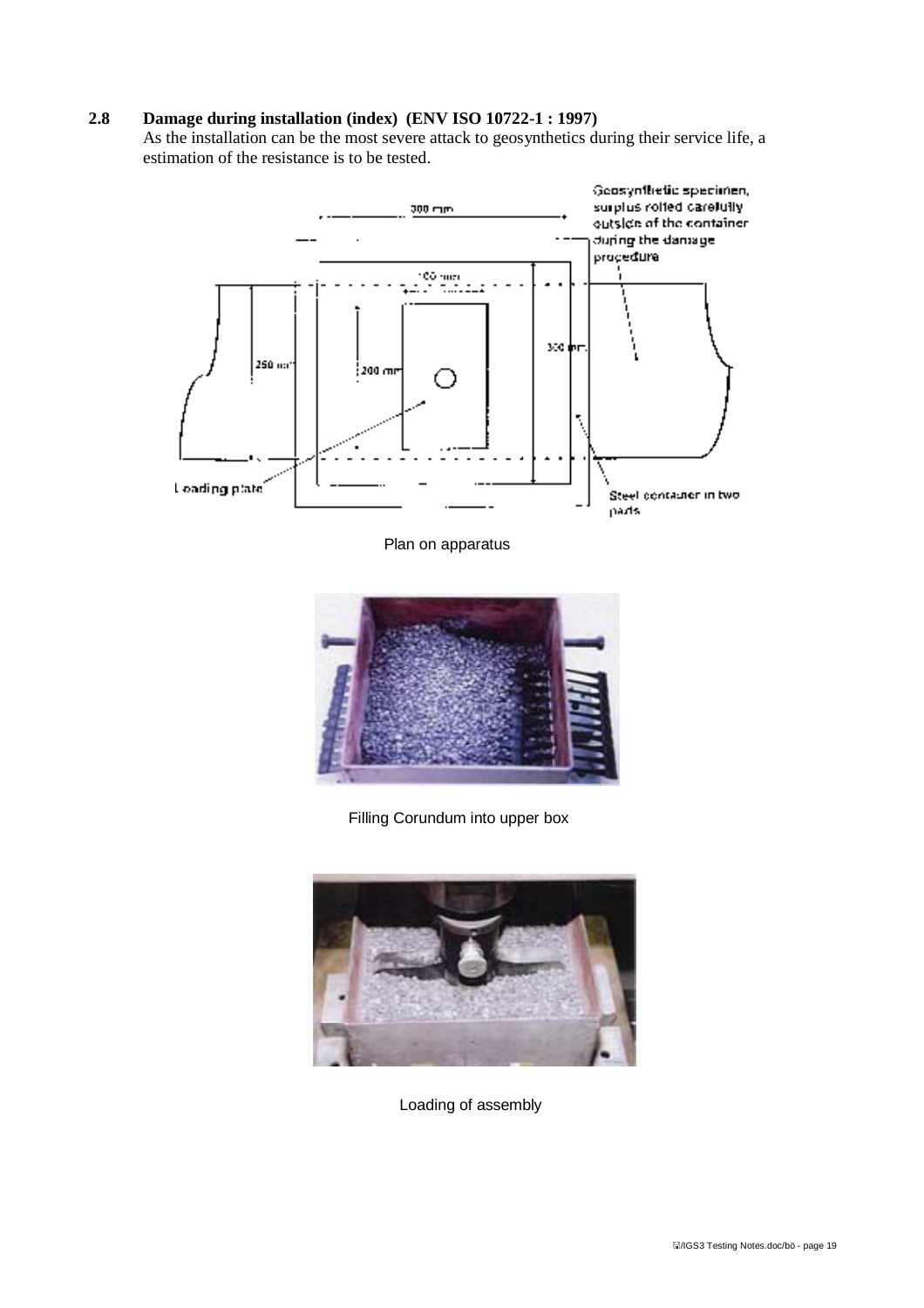## 2.8 Damage during installation (index) (ENV ISO 10722-1 : 1997)

As the installation can be the most severe attack to geosynthetics during their service life, a estimation of the resistance is to be tested.

Plan on apparatus

Filling Corundum into upper box

Loading of assembly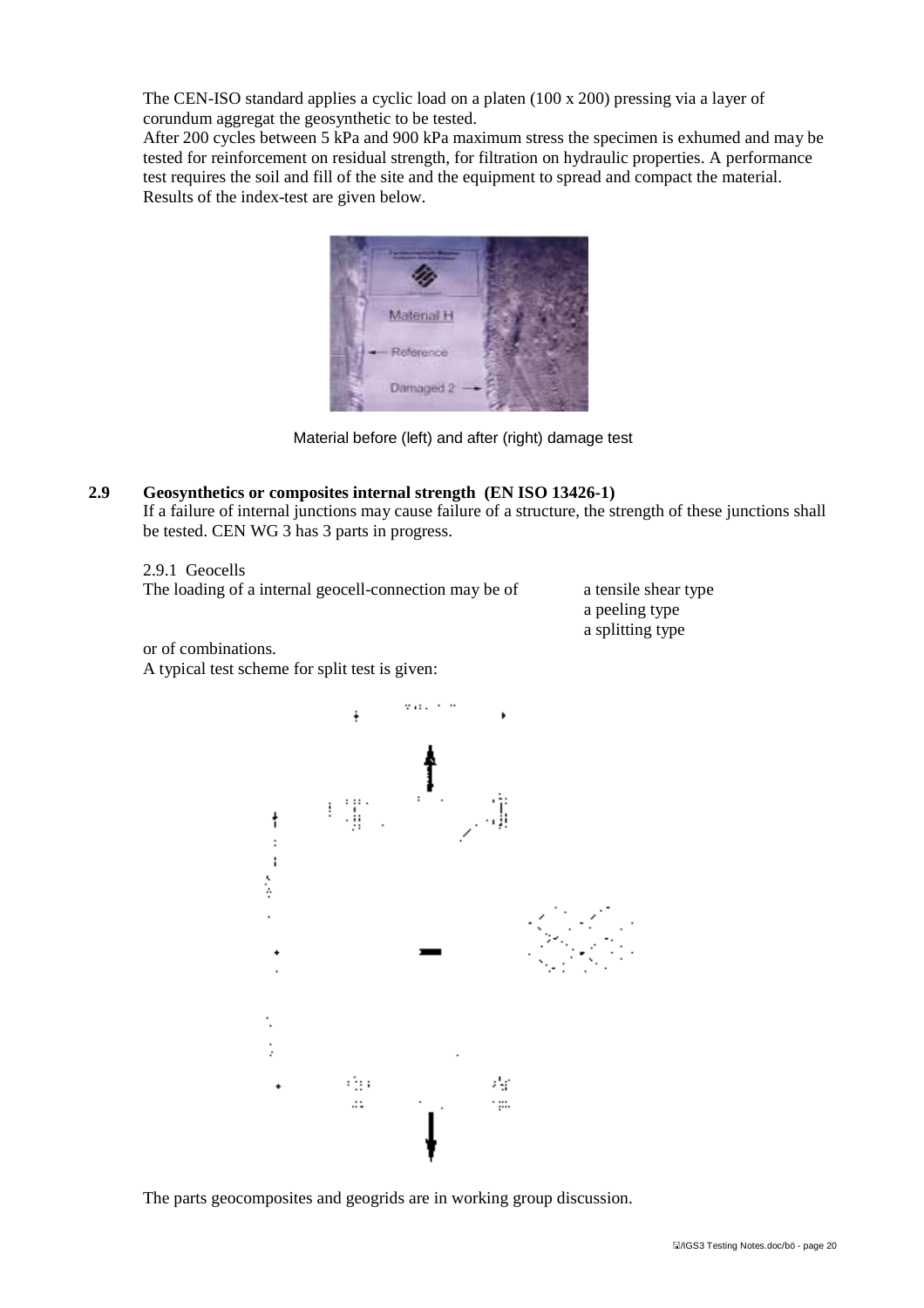The CEN-ISO standard applies a cyclic load on a platen (100 x 200) pressing via a layer of corundum aggregat the geosynthetic to be tested.
After 200 cycles between 5 kPa and 900 kPa maximum stress the specimen is exhumed and may be tested for reinforcement on residual strength, for filtration on hydraulic properties. A performance test requires the soil and fill of the site and the equipment to spread and compact the material. Results of the index-test are given below.

Material before (left) and after (right) damage test

## 2.9 Geosynthetics or composites internal strength (EN ISO 13426-1)

If a failure of internal junctions may cause failure of a structure, the strength of these junctions shall be tested. CEN WG 3 has 3 parts in progress.

### 2.9.1 Geocells

The loading of a internal geocell-connection may be of

- a tensile shear type
- a peeling type
- a splitting type

or of combinations.

A typical test scheme for split test is given:

The parts geocomposites and geogrids are in working group discussion.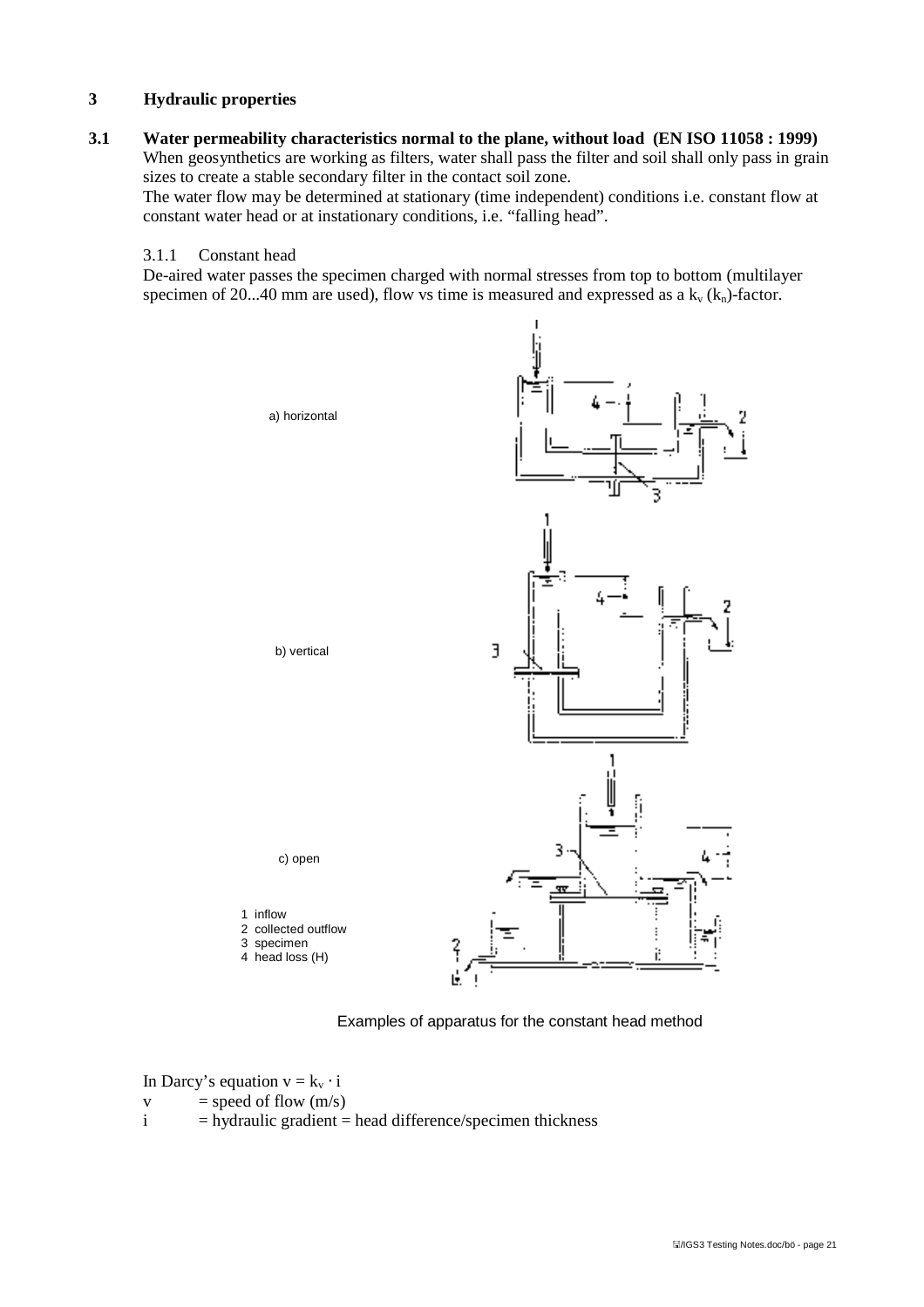## 3 Hydraulic properties

### 3.1 Water permeability characteristics normal to the plane, without load (EN ISO 11058 : 1999)

When geosynthetics are working as filters, water shall pass the filter and soil shall only pass in grain sizes to create a stable secondary filter in the contact soil zone.

The water flow may be determined at stationary (time independent) conditions i.e. constant flow at constant water head or at instationary conditions, i.e. "falling head".

#### 3.1.1 Constant head

De-aired water passes the specimen charged with normal stresses from top to bottom (multilayer specimen of 20...40 mm are used), flow vs time is measured and expressed as a $k_v$ ($k_n$)-factor.

a) horizontal

b) vertical

c) open

1 inflow
2 collected outflow
3 specimen
4 head loss (H)

Examples of apparatus for the constant head method

In Darcy's equation $v = k_v \cdot i$

$v$ = speed of flow (m/s)

$i$ = hydraulic gradient = head difference/specimen thickness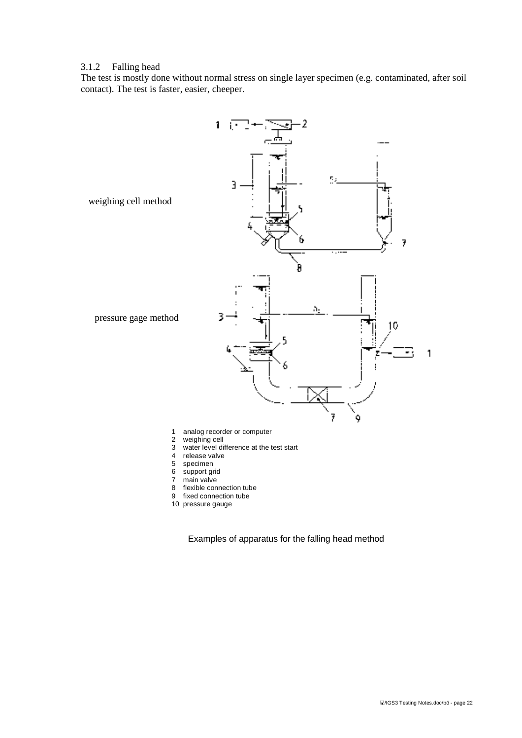### 3.1.2 Falling head

The test is mostly done without normal stress on single layer specimen (e.g. contaminated, after soil contact). The test is faster, easier, cheeper.

weighing cell method

pressure gage method

1 analog recorder or computer
2 weighing cell
3 water level difference at the test start
4 release valve
5 specimen
6 support grid
7 main valve
8 flexible connection tube
9 fixed connection tube
10 pressure gauge

Examples of apparatus for the falling head method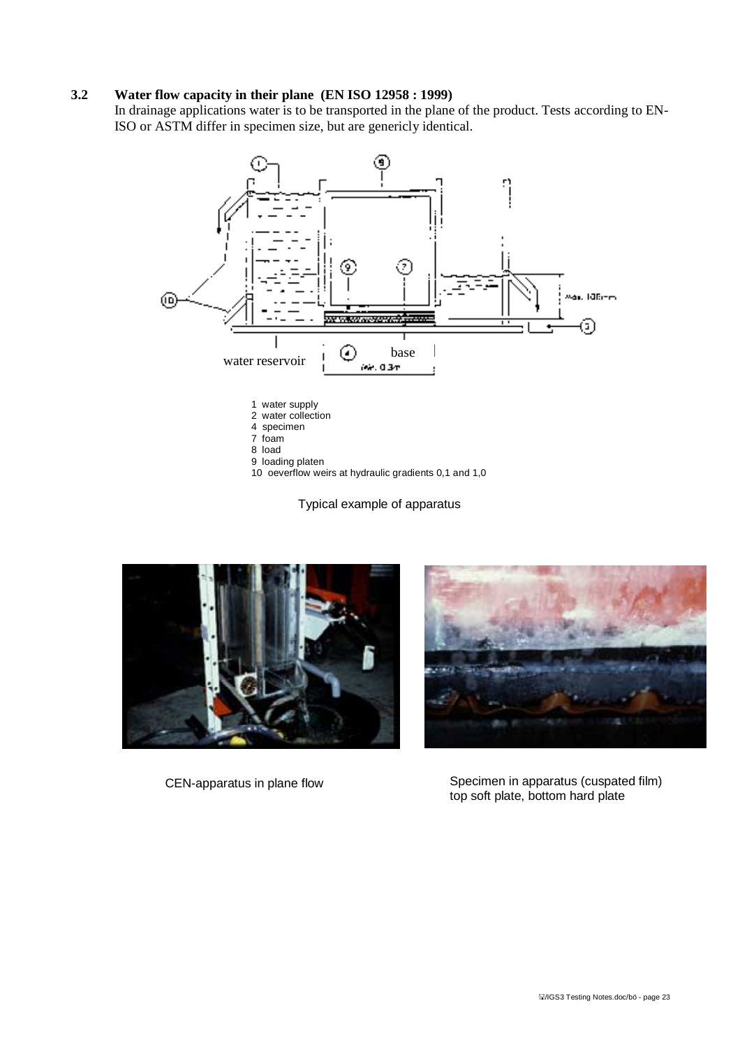### 3.2 Water flow capacity in their plane (EN ISO 12958 : 1999)

In drainage applications water is to be transported in the plane of the product. Tests according to EN-ISO or ASTM differ in specimen size, but are genericly identical.

water reservoir

base

1 water supply
2 water collection
4 specimen
7 foam
8 load
9 loading platen
10 oeverflow weirs at hydraulic gradients 0,1 and 1,0

Typical example of apparatus

CEN-apparatus in plane flow

Specimen in apparatus (cuspated film) top soft plate, bottom hard plate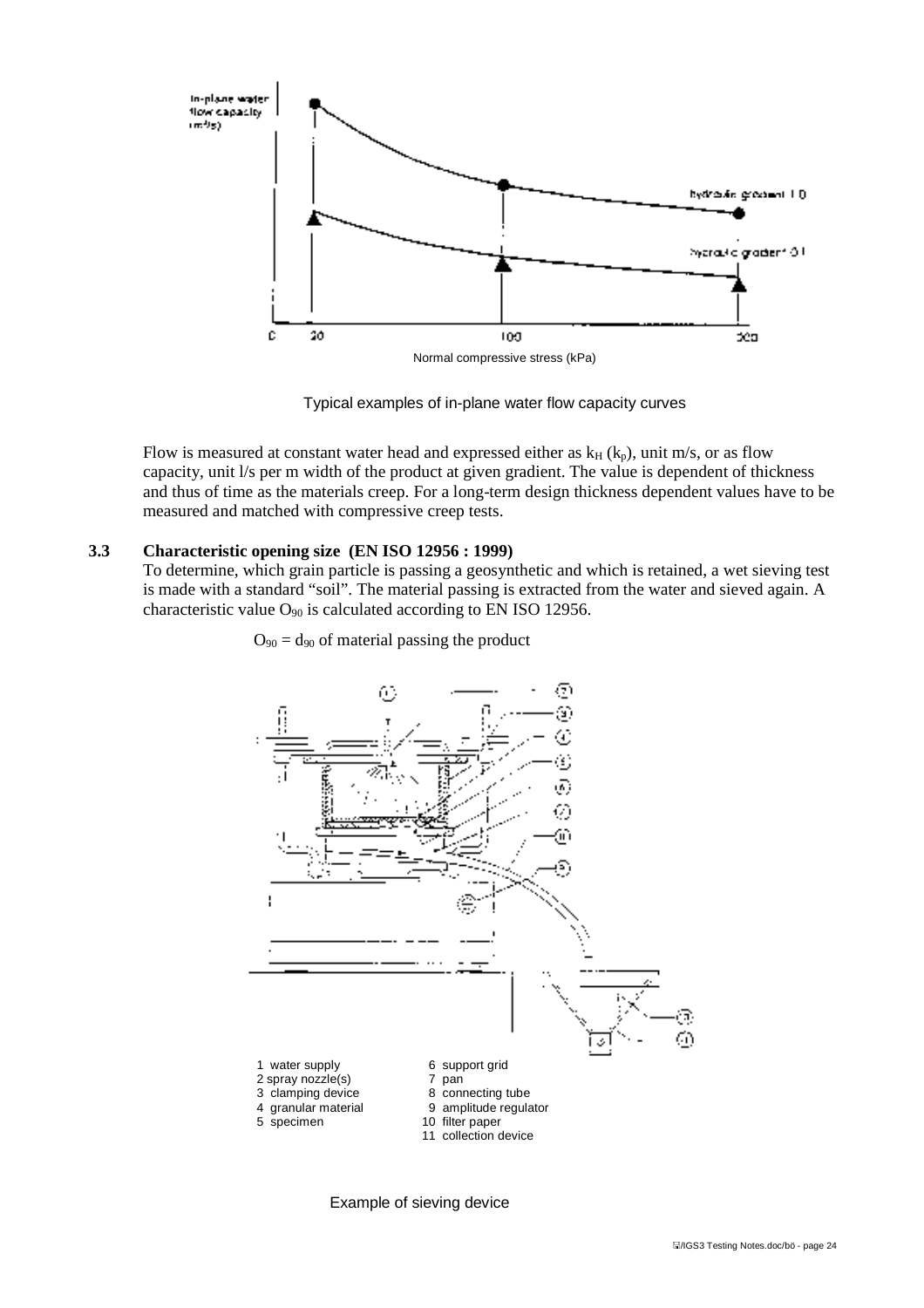Typical examples of in-plane water flow capacity curves

Flow is measured at constant water head and expressed either as $k_H$ ($k_p$), unit m/s, or as flow capacity, unit l/s per m width of the product at given gradient. The value is dependent of thickness and thus of time as the materials creep. For a long-term design thickness dependent values have to be measured and matched with compressive creep tests.

### 3.3 Characteristic opening size (EN ISO 12956 : 1999)

To determine, which grain particle is passing a geosynthetic and which is retained, a wet sieving test is made with a standard "soil". The material passing is extracted from the water and sieved again. A characteristic value $O_{90}$ is calculated according to EN ISO 12956.

$O_{90} = d_{90}$ of material passing the product

1 water supply
2 spray nozzle(s)
3 clamping device
4 granular material
5 specimen
6 support grid
7 pan
8 connecting tube
9 amplitude regulator
10 filter paper
11 collection device

Example of sieving device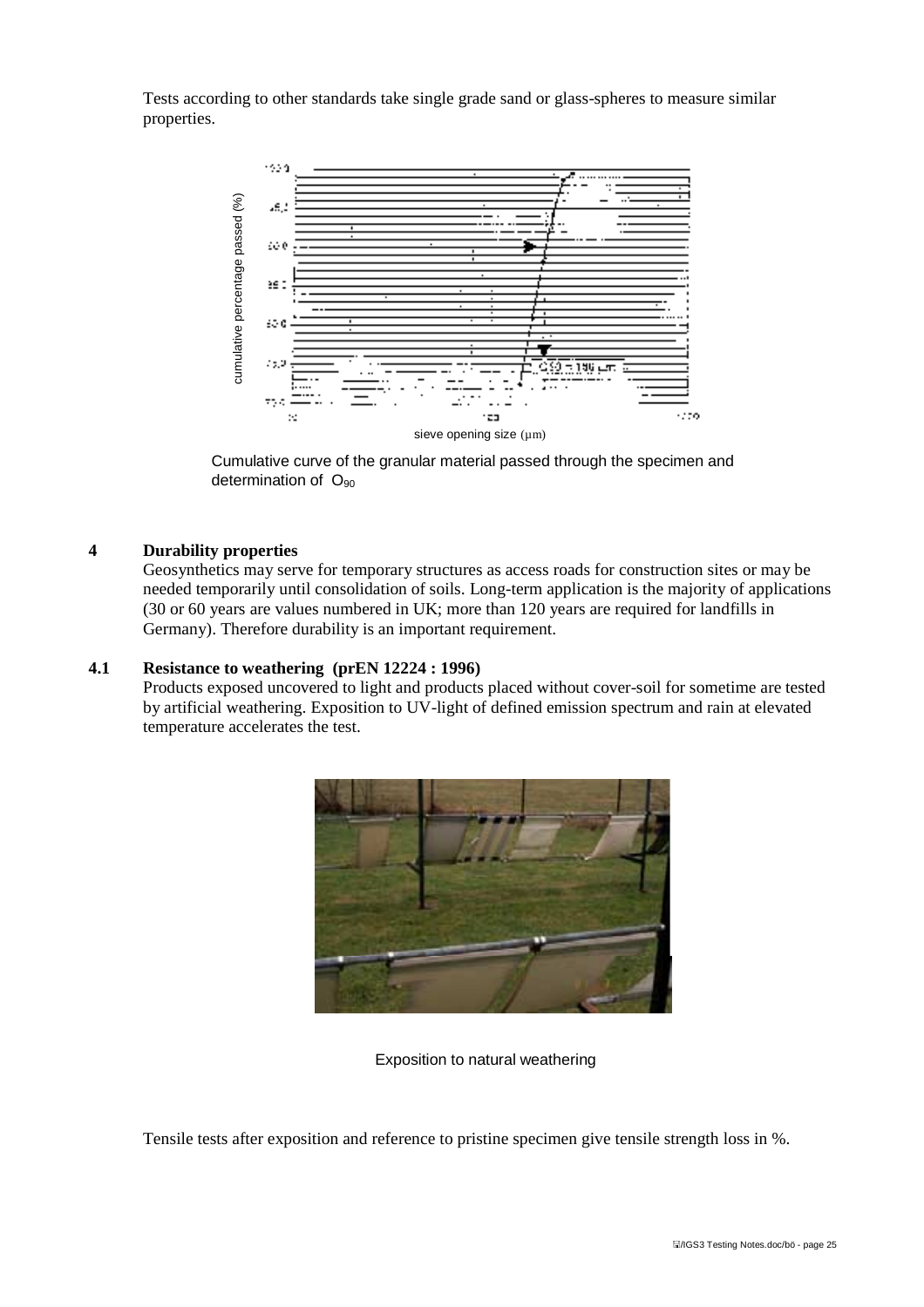Tests according to other standards take single grade sand or glass-spheres to measure similar properties.

Cumulative curve of the granular material passed through the specimen and determination of $O_{90}$

## 4 Durability properties

Geosynthetics may serve for temporary structures as access roads for construction sites or may be needed temporarily until consolidation of soils. Long-term application is the majority of applications (30 or 60 years are values numbered in UK; more than 120 years are required for landfills in Germany). Therefore durability is an important requirement.

### 4.1 Resistance to weathering (prEN 12224 : 1996)

Products exposed uncovered to light and products placed without cover-soil for sometime are tested by artificial weathering. Exposition to UV-light of defined emission spectrum and rain at elevated temperature accelerates the test.

Exposition to natural weathering

Tensile tests after exposition and reference to pristine specimen give tensile strength loss in %.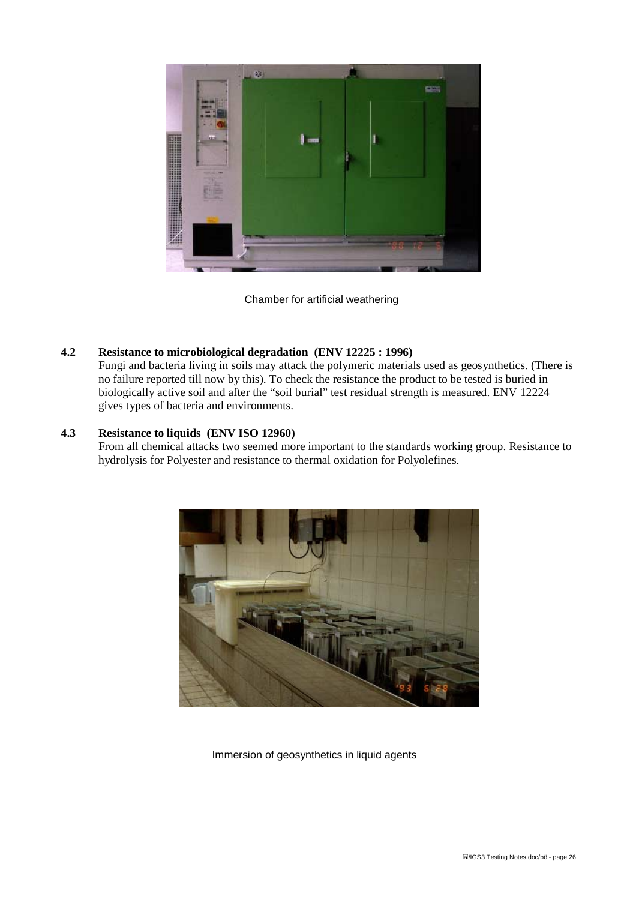Chamber for artificial weathering

### 4.2 Resistance to microbiological degradation (ENV 12225 : 1996)

Fungi and bacteria living in soils may attack the polymeric materials used as geosynthetics. (There is no failure reported till now by this). To check the resistance the product to be tested is buried in biologically active soil and after the "soil burial" test residual strength is measured. ENV 12224 gives types of bacteria and environments.

### 4.3 Resistance to liquids (ENV ISO 12960)

From all chemical attacks two seemed more important to the standards working group. Resistance to hydrolysis for Polyester and resistance to thermal oxidation for Polyolefines.

Immersion of geosynthetics in liquid agents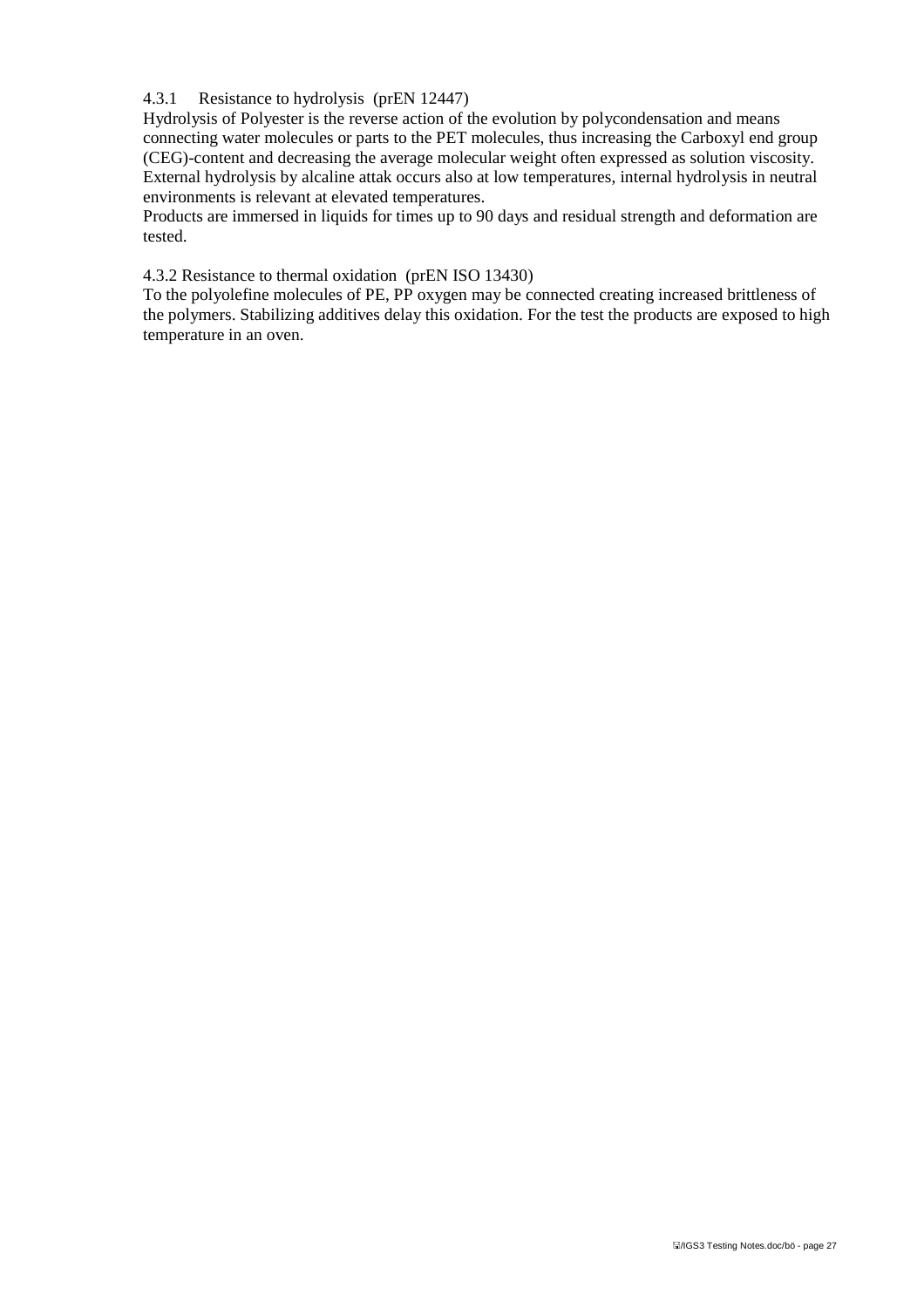### 4.3.1 Resistance to hydrolysis (prEN 12447)

Hydrolysis of Polyester is the reverse action of the evolution by polycondensation and means connecting water molecules or parts to the PET molecules, thus increasing the Carboxyl end group (CEG)-content and decreasing the average molecular weight often expressed as solution viscosity. External hydrolysis by alcaline attak occurs also at low temperatures, internal hydrolysis in neutral environments is relevant at elevated temperatures.

Products are immersed in liquids for times up to 90 days and residual strength and deformation are tested.

### 4.3.2 Resistance to thermal oxidation (prEN ISO 13430)

To the polyolefine molecules of PE, PP oxygen may be connected creating increased brittleness of the polymers. Stabilizing additives delay this oxidation. For the test the products are exposed to high temperature in an oven.